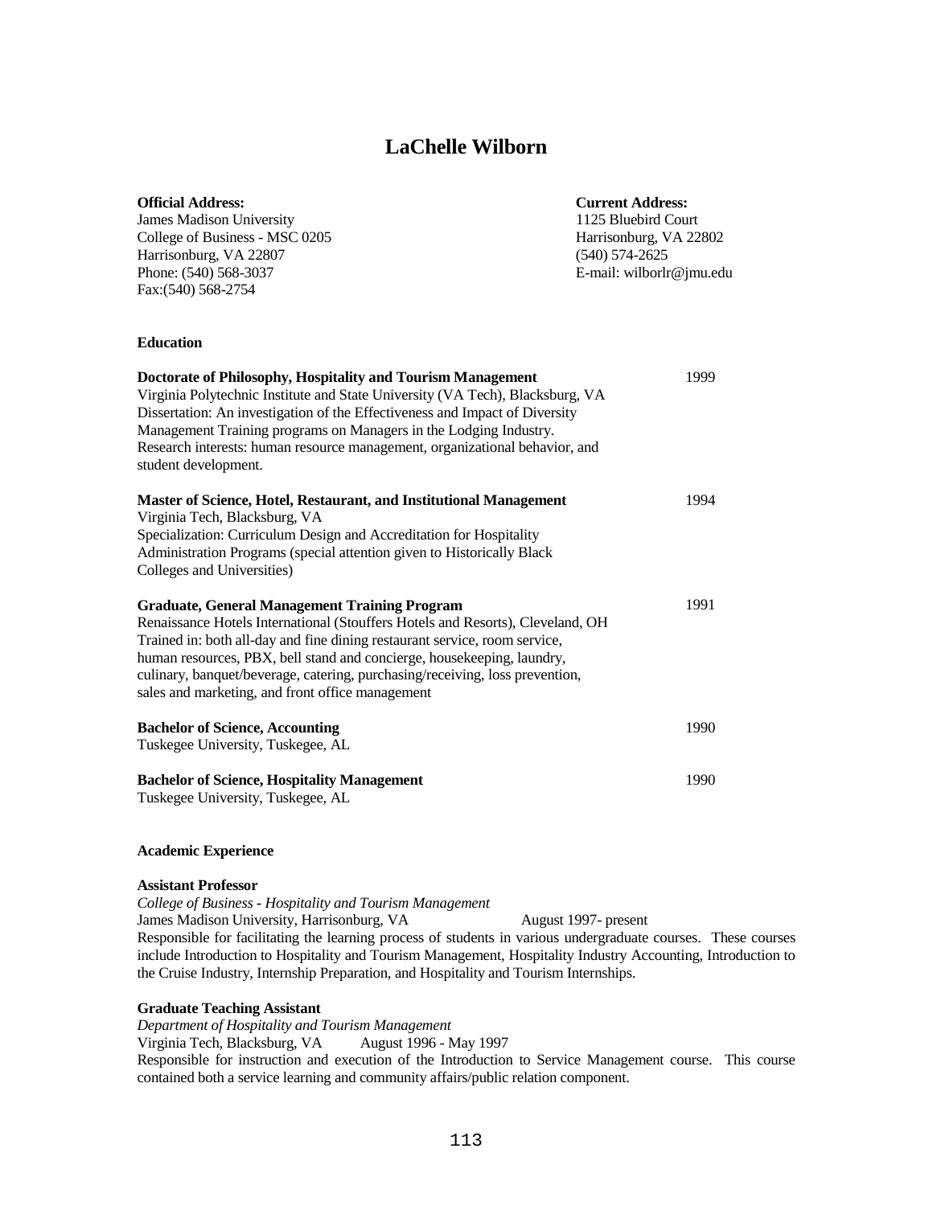# LaChelle Wilborn

**Official Address:**
James Madison University
College of Business - MSC 0205
Harrisonburg, VA 22807
Phone: (540) 568-3037
Fax:(540) 568-2754

**Current Address:**
1125 Bluebird Court
Harrisonburg, VA 22802
(540) 574-2625
E-mail: wilborlr@jmu.edu

## Education

**Doctorate of Philosophy, Hospitality and Tourism Management** 1999
Virginia Polytechnic Institute and State University (VA Tech), Blacksburg, VA
Dissertation: An investigation of the Effectiveness and Impact of Diversity Management Training programs on Managers in the Lodging Industry.
Research interests: human resource management, organizational behavior, and student development.

**Master of Science, Hotel, Restaurant, and Institutional Management** 1994
Virginia Tech, Blacksburg, VA
Specialization: Curriculum Design and Accreditation for Hospitality Administration Programs (special attention given to Historically Black Colleges and Universities)

**Graduate, General Management Training Program** 1991
Renaissance Hotels International (Stouffers Hotels and Resorts), Cleveland, OH
Trained in: both all-day and fine dining restaurant service, room service, human resources, PBX, bell stand and concierge, housekeeping, laundry, culinary, banquet/beverage, catering, purchasing/receiving, loss prevention, sales and marketing, and front office management

**Bachelor of Science, Accounting** 1990
Tuskegee University, Tuskegee, AL

**Bachelor of Science, Hospitality Management** 1990
Tuskegee University, Tuskegee, AL

## Academic Experience

**Assistant Professor**
*College of Business - Hospitality and Tourism Management*
James Madison University, Harrisonburg, VA August 1997- present
Responsible for facilitating the learning process of students in various undergraduate courses. These courses include Introduction to Hospitality and Tourism Management, Hospitality Industry Accounting, Introduction to the Cruise Industry, Internship Preparation, and Hospitality and Tourism Internships.

**Graduate Teaching Assistant**
*Department of Hospitality and Tourism Management*
Virginia Tech, Blacksburg, VA August 1996 - May 1997
Responsible for instruction and execution of the Introduction to Service Management course. This course contained both a service learning and community affairs/public relation component.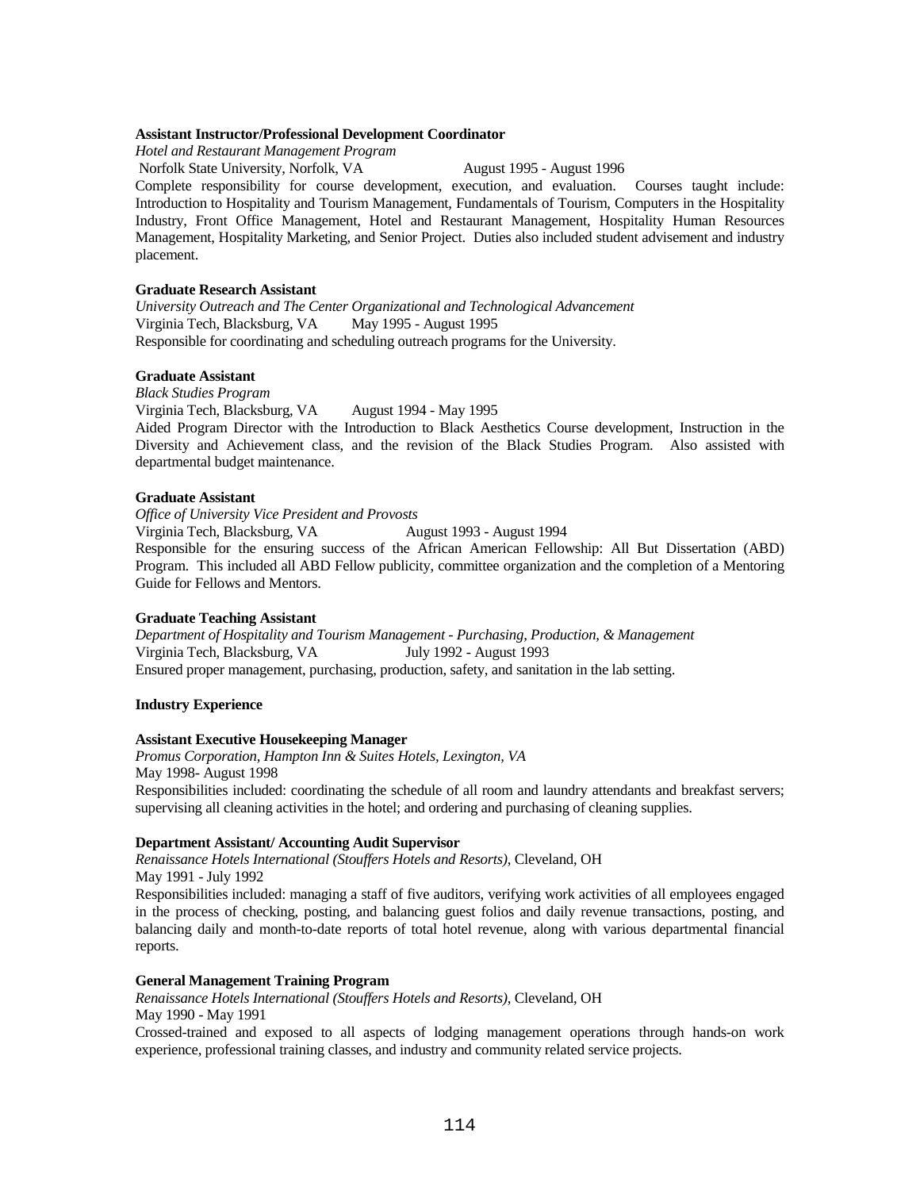**Assistant Instructor/Professional Development Coordinator**

*Hotel and Restaurant Management Program*

Norfolk State University, Norfolk, VA August 1995 - August 1996

Complete responsibility for course development, execution, and evaluation. Courses taught include: Introduction to Hospitality and Tourism Management, Fundamentals of Tourism, Computers in the Hospitality Industry, Front Office Management, Hotel and Restaurant Management, Hospitality Human Resources Management, Hospitality Marketing, and Senior Project. Duties also included student advisement and industry placement.

**Graduate Research Assistant**

*University Outreach and The Center Organizational and Technological Advancement*

Virginia Tech, Blacksburg, VA May 1995 - August 1995

Responsible for coordinating and scheduling outreach programs for the University.

**Graduate Assistant**

*Black Studies Program*

Virginia Tech, Blacksburg, VA August 1994 - May 1995

Aided Program Director with the Introduction to Black Aesthetics Course development, Instruction in the Diversity and Achievement class, and the revision of the Black Studies Program. Also assisted with departmental budget maintenance.

**Graduate Assistant**

*Office of University Vice President and Provosts*

Virginia Tech, Blacksburg, VA August 1993 - August 1994

Responsible for the ensuring success of the African American Fellowship: All But Dissertation (ABD) Program. This included all ABD Fellow publicity, committee organization and the completion of a Mentoring Guide for Fellows and Mentors.

**Graduate Teaching Assistant**

*Department of Hospitality and Tourism Management - Purchasing, Production, & Management*

Virginia Tech, Blacksburg, VA July 1992 - August 1993

Ensured proper management, purchasing, production, safety, and sanitation in the lab setting.

**Industry Experience**

**Assistant Executive Housekeeping Manager**

*Promus Corporation, Hampton Inn & Suites Hotels, Lexington, VA*

May 1998- August 1998

Responsibilities included: coordinating the schedule of all room and laundry attendants and breakfast servers; supervising all cleaning activities in the hotel; and ordering and purchasing of cleaning supplies.

**Department Assistant/ Accounting Audit Supervisor**

*Renaissance Hotels International (Stouffers Hotels and Resorts)*, Cleveland, OH

May 1991 - July 1992

Responsibilities included: managing a staff of five auditors, verifying work activities of all employees engaged in the process of checking, posting, and balancing guest folios and daily revenue transactions, posting, and balancing daily and month-to-date reports of total hotel revenue, along with various departmental financial reports.

**General Management Training Program**

*Renaissance Hotels International (Stouffers Hotels and Resorts)*, Cleveland, OH

May 1990 - May 1991

Crossed-trained and exposed to all aspects of lodging management operations through hands-on work experience, professional training classes, and industry and community related service projects.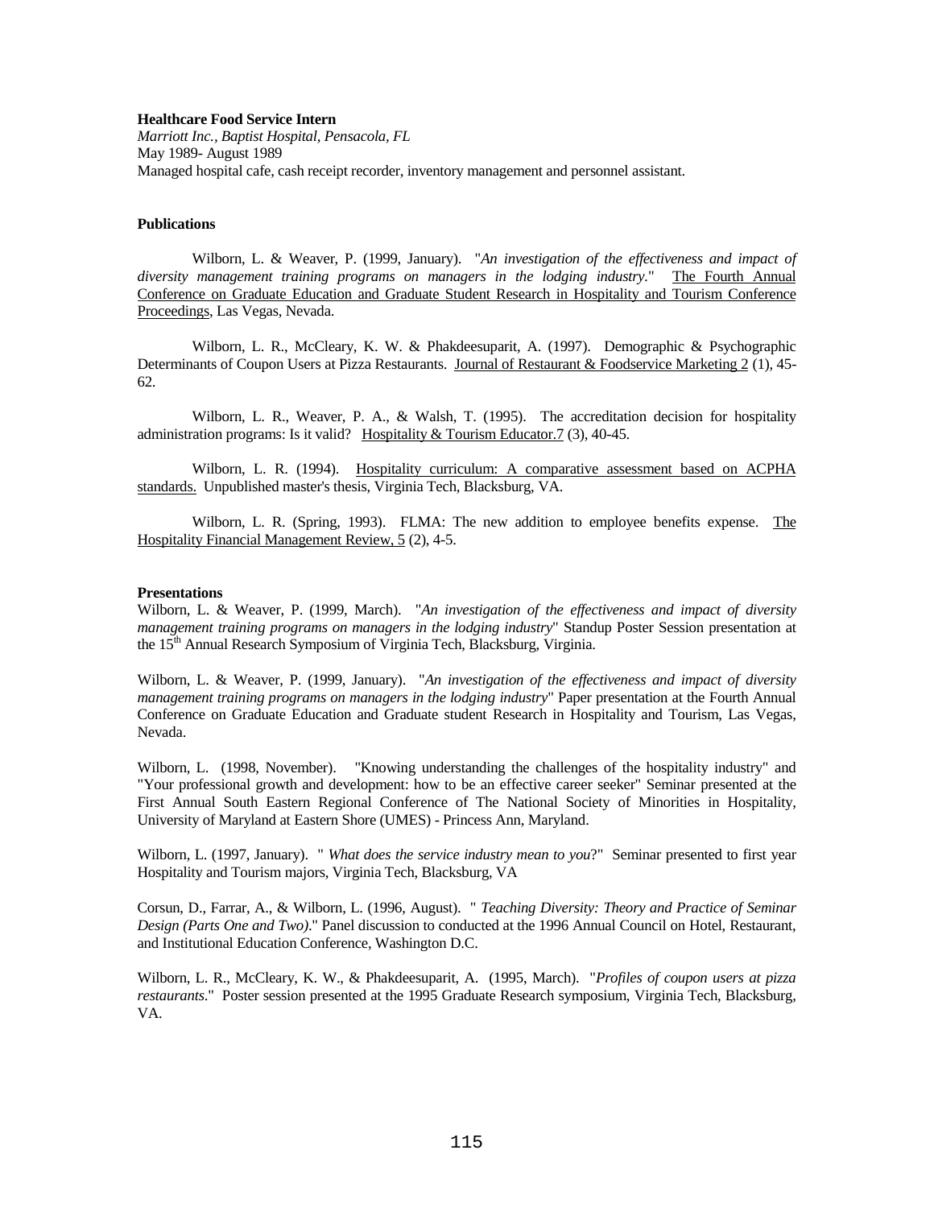**Healthcare Food Service Intern**
*Marriott Inc., Baptist Hospital, Pensacola, FL*
May 1989- August 1989
Managed hospital cafe, cash receipt recorder, inventory management and personnel assistant.

**Publications**

Wilborn, L. & Weaver, P. (1999, January). "*An investigation of the effectiveness and impact of diversity management training programs on managers in the lodging industry.*" The Fourth Annual Conference on Graduate Education and Graduate Student Research in Hospitality and Tourism Conference Proceedings, Las Vegas, Nevada.

Wilborn, L. R., McCleary, K. W. & Phakdeesuparit, A. (1997). Demographic & Psychographic Determinants of Coupon Users at Pizza Restaurants. Journal of Restaurant & Foodservice Marketing 2 (1), 45-62.

Wilborn, L. R., Weaver, P. A., & Walsh, T. (1995). The accreditation decision for hospitality administration programs: Is it valid? Hospitality & Tourism Educator.7 (3), 40-45.

Wilborn, L. R. (1994). Hospitality curriculum: A comparative assessment based on ACPHA standards. Unpublished master's thesis, Virginia Tech, Blacksburg, VA.

Wilborn, L. R. (Spring, 1993). FLMA: The new addition to employee benefits expense. The Hospitality Financial Management Review, 5 (2), 4-5.

**Presentations**

Wilborn, L. & Weaver, P. (1999, March). "*An investigation of the effectiveness and impact of diversity management training programs on managers in the lodging industry*" Standup Poster Session presentation at the 15th Annual Research Symposium of Virginia Tech, Blacksburg, Virginia.

Wilborn, L. & Weaver, P. (1999, January). "*An investigation of the effectiveness and impact of diversity management training programs on managers in the lodging industry*" Paper presentation at the Fourth Annual Conference on Graduate Education and Graduate student Research in Hospitality and Tourism, Las Vegas, Nevada.

Wilborn, L. (1998, November). "Knowing understanding the challenges of the hospitality industry" and "Your professional growth and development: how to be an effective career seeker" Seminar presented at the First Annual South Eastern Regional Conference of The National Society of Minorities in Hospitality, University of Maryland at Eastern Shore (UMES) - Princess Ann, Maryland.

Wilborn, L. (1997, January). " *What does the service industry mean to you*?" Seminar presented to first year Hospitality and Tourism majors, Virginia Tech, Blacksburg, VA

Corsun, D., Farrar, A., & Wilborn, L. (1996, August). " *Teaching Diversity: Theory and Practice of Seminar Design (Parts One and Two)*." Panel discussion to conducted at the 1996 Annual Council on Hotel, Restaurant, and Institutional Education Conference, Washington D.C.

Wilborn, L. R., McCleary, K. W., & Phakdeesuparit, A. (1995, March). "*Profiles of coupon users at pizza restaurants*." Poster session presented at the 1995 Graduate Research symposium, Virginia Tech, Blacksburg, VA.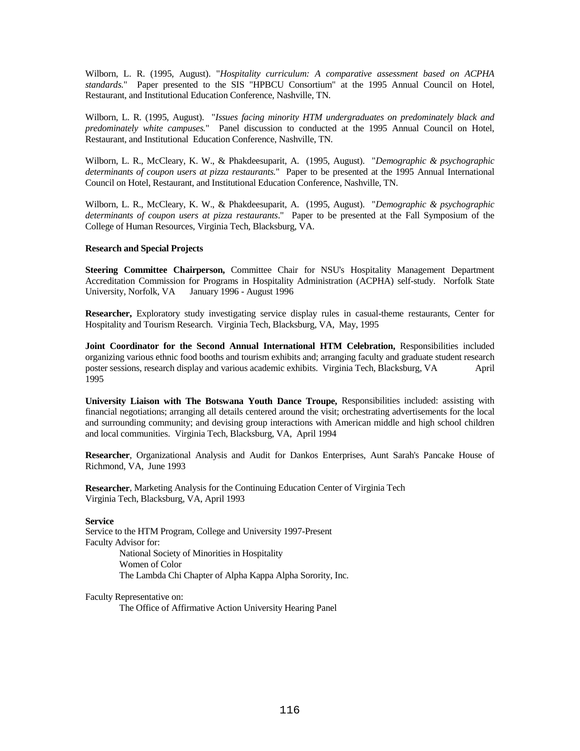Wilborn, L. R. (1995, August). "*Hospitality curriculum: A comparative assessment based on ACPHA standards.*" Paper presented to the SIS "HPBCU Consortium" at the 1995 Annual Council on Hotel, Restaurant, and Institutional Education Conference, Nashville, TN.

Wilborn, L. R. (1995, August). "*Issues facing minority HTM undergraduates on predominately black and predominately white campuses.*" Panel discussion to conducted at the 1995 Annual Council on Hotel, Restaurant, and Institutional Education Conference, Nashville, TN.

Wilborn, L. R., McCleary, K. W., & Phakdeesuparit, A. (1995, August). "*Demographic & psychographic determinants of coupon users at pizza restaurants.*" Paper to be presented at the 1995 Annual International Council on Hotel, Restaurant, and Institutional Education Conference, Nashville, TN.

Wilborn, L. R., McCleary, K. W., & Phakdeesuparit, A. (1995, August). "*Demographic & psychographic determinants of coupon users at pizza restaurants*." Paper to be presented at the Fall Symposium of the College of Human Resources, Virginia Tech, Blacksburg, VA.

**Research and Special Projects**

**Steering Committee Chairperson,** Committee Chair for NSU's Hospitality Management Department Accreditation Commission for Programs in Hospitality Administration (ACPHA) self-study. Norfolk State University, Norfolk, VA January 1996 - August 1996

**Researcher,** Exploratory study investigating service display rules in casual-theme restaurants, Center for Hospitality and Tourism Research. Virginia Tech, Blacksburg, VA, May, 1995

**Joint Coordinator for the Second Annual International HTM Celebration,** Responsibilities included organizing various ethnic food booths and tourism exhibits and; arranging faculty and graduate student research poster sessions, research display and various academic exhibits. Virginia Tech, Blacksburg, VA April 1995

**University Liaison with The Botswana Youth Dance Troupe,** Responsibilities included: assisting with financial negotiations; arranging all details centered around the visit; orchestrating advertisements for the local and surrounding community; and devising group interactions with American middle and high school children and local communities. Virginia Tech, Blacksburg, VA, April 1994

**Researcher**, Organizational Analysis and Audit for Dankos Enterprises, Aunt Sarah's Pancake House of Richmond, VA, June 1993

**Researcher**, Marketing Analysis for the Continuing Education Center of Virginia Tech
Virginia Tech, Blacksburg, VA, April 1993

**Service**

Service to the HTM Program, College and University 1997-Present

Faculty Advisor for:

- National Society of Minorities in Hospitality
- Women of Color
- The Lambda Chi Chapter of Alpha Kappa Alpha Sorority, Inc.

Faculty Representative on:

- The Office of Affirmative Action University Hearing Panel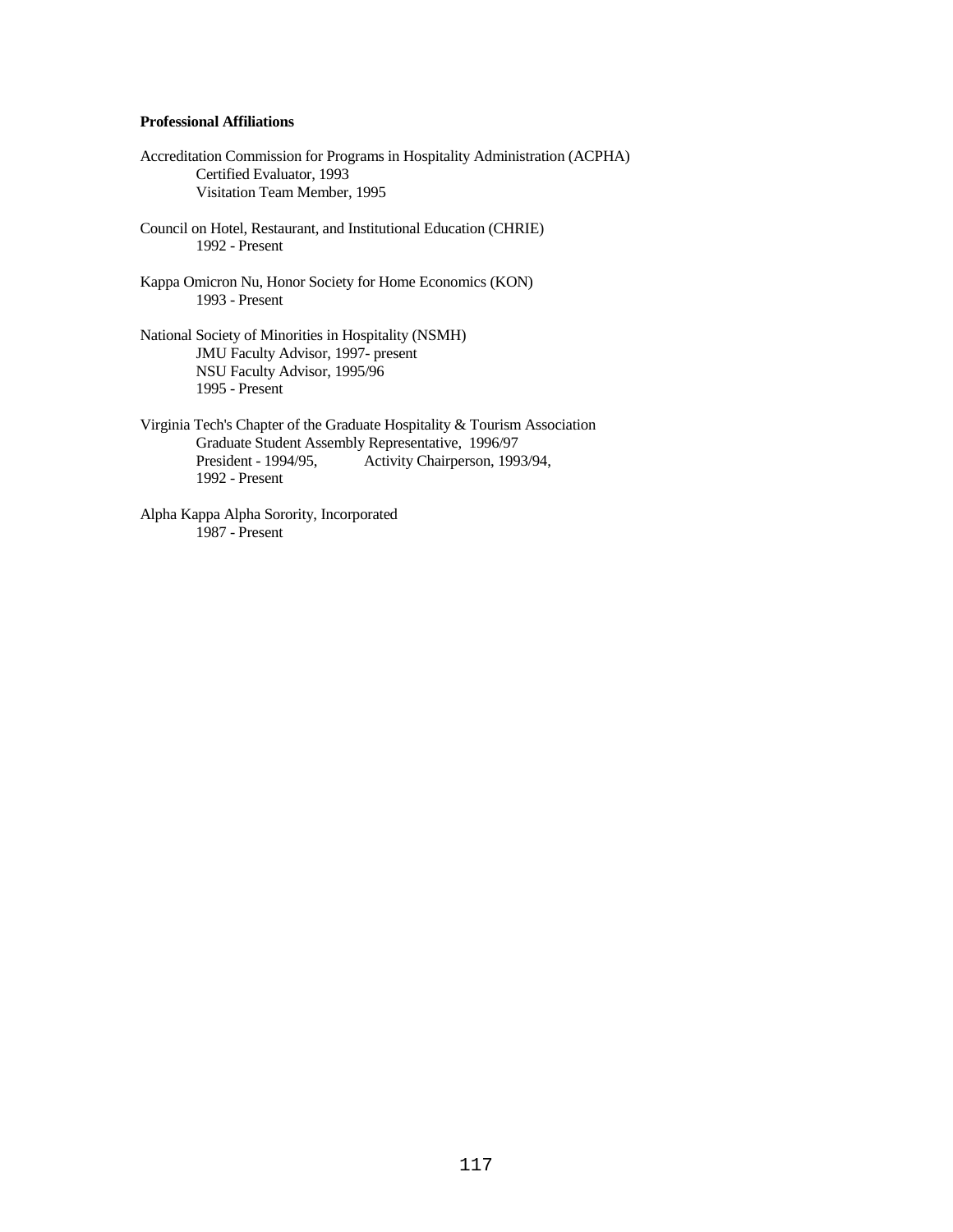**Professional Affiliations**

Accreditation Commission for Programs in Hospitality Administration (ACPHA)
 Certified Evaluator, 1993
 Visitation Team Member, 1995

Council on Hotel, Restaurant, and Institutional Education (CHRIE)
 1992 - Present

Kappa Omicron Nu, Honor Society for Home Economics (KON)
 1993 - Present

National Society of Minorities in Hospitality (NSMH)
 JMU Faculty Advisor, 1997- present
 NSU Faculty Advisor, 1995/96
 1995 - Present

Virginia Tech's Chapter of the Graduate Hospitality & Tourism Association
 Graduate Student Assembly Representative, 1996/97
 President - 1994/95, Activity Chairperson, 1993/94,
 1992 - Present

Alpha Kappa Alpha Sorority, Incorporated
 1987 - Present